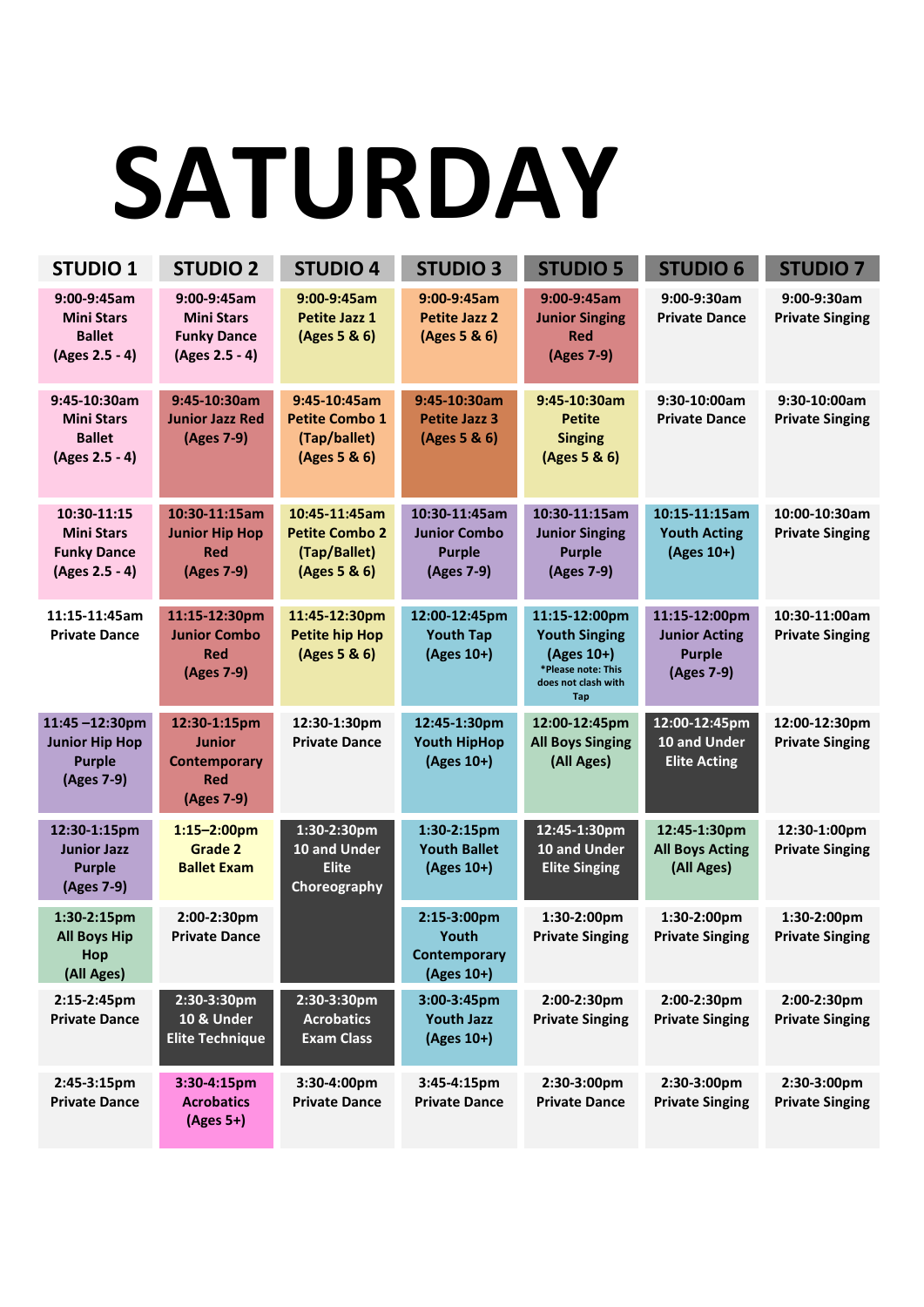# SATURDAY

| STUDIO 1 | STUDIO 2 | STUDIO 4 | STUDIO 3 | STUDIO 5 | STUDIO 6 | STUDIO 7 |
|---|---|---|---|---|---|---|
| 9:00-9:45am Mini Stars Ballet (Ages 2.5 - 4) | 9:00-9:45am Mini Stars Funky Dance (Ages 2.5 - 4) | 9:00-9:45am Petite Jazz 1 (Ages 5 & 6) | 9:00-9:45am Petite Jazz 2 (Ages 5 & 6) | 9:00-9:45am Junior Singing Red (Ages 7-9) | 9:00-9:30am Private Dance | 9:00-9:30am Private Singing |
| 9:45-10:30am Mini Stars Ballet (Ages 2.5 - 4) | 9:45-10:30am Junior Jazz Red (Ages 7-9) | 9:45-10:45am Petite Combo 1 (Tap/ballet) (Ages 5 & 6) | 9:45-10:30am Petite Jazz 3 (Ages 5 & 6) | 9:45-10:30am Petite Singing (Ages 5 & 6) | 9:30-10:00am Private Dance | 9:30-10:00am Private Singing |
| 10:30-11:15 Mini Stars Funky Dance (Ages 2.5 - 4) | 10:30-11:15am Junior Hip Hop Red (Ages 7-9) | 10:45-11:45am Petite Combo 2 (Tap/Ballet) (Ages 5 & 6) | 10:30-11:45am Junior Combo Purple (Ages 7-9) | 10:30-11:15am Junior Singing Purple (Ages 7-9) | 10:15-11:15am Youth Acting (Ages 10+) | 10:00-10:30am Private Singing |
| 11:15-11:45am Private Dance | 11:15-12:30pm Junior Combo Red (Ages 7-9) | 11:45-12:30pm Petite hip Hop (Ages 5 & 6) | 12:00-12:45pm Youth Tap (Ages 10+) | 11:15-12:00pm Youth Singing (Ages 10+) *Please note: This does not clash with Tap | 11:15-12:00pm Junior Acting Purple (Ages 7-9) | 10:30-11:00am Private Singing |
| 11:45 –12:30pm Junior Hip Hop Purple (Ages 7-9) | 12:30-1:15pm Junior Contemporary Red (Ages 7-9) | 12:30-1:30pm Private Dance | 12:45-1:30pm Youth HipHop (Ages 10+) | 12:00-12:45pm All Boys Singing (All Ages) | 12:00-12:45pm 10 and Under Elite Acting | 12:00-12:30pm Private Singing |
| 12:30-1:15pm Junior Jazz Purple (Ages 7-9) | 1:15–2:00pm Grade 2 Ballet Exam | 1:30-2:30pm 10 and Under Elite Choreography | 1:30-2:15pm Youth Ballet (Ages 10+) | 12:45-1:30pm 10 and Under Elite Singing | 12:45-1:30pm All Boys Acting (All Ages) | 12:30-1:00pm Private Singing |
| 1:30-2:15pm All Boys Hip Hop (All Ages) | 2:00-2:30pm Private Dance | | 2:15-3:00pm Youth Contemporary (Ages 10+) | 1:30-2:00pm Private Singing | 1:30-2:00pm Private Singing | 1:30-2:00pm Private Singing |
| 2:15-2:45pm Private Dance | 2:30-3:30pm 10 & Under Elite Technique | 2:30-3:30pm Acrobatics Exam Class | 3:00-3:45pm Youth Jazz (Ages 10+) | 2:00-2:30pm Private Singing | 2:00-2:30pm Private Singing | 2:00-2:30pm Private Singing |
| 2:45-3:15pm Private Dance | 3:30-4:15pm Acrobatics (Ages 5+) | 3:30-4:00pm Private Dance | 3:45-4:15pm Private Dance | 2:30-3:00pm Private Dance | 2:30-3:00pm Private Singing | 2:30-3:00pm Private Singing |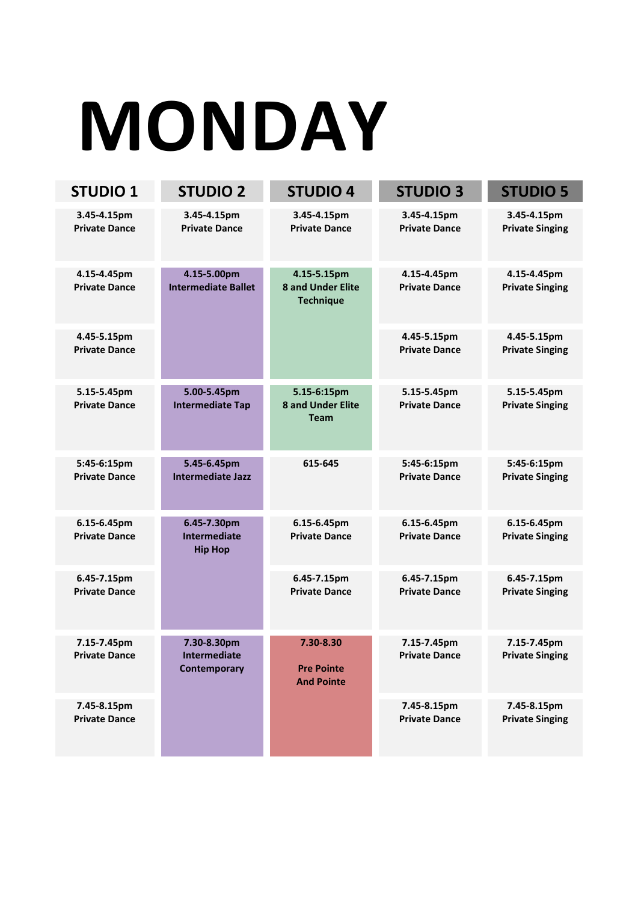# MONDAY

| STUDIO 1 | STUDIO 2 | STUDIO 4 | STUDIO 3 | STUDIO 5 |
|---|---|---|---|---|
| 3.45-4.15pm Private Dance | 3.45-4.15pm Private Dance | 3.45-4.15pm Private Dance | 3.45-4.15pm Private Dance | 3.45-4.15pm Private Singing |
| 4.15-4.45pm Private Dance | 4.15-5.00pm Intermediate Ballet | 4.15-5.15pm 8 and Under Elite Technique | 4.15-4.45pm Private Dance | 4.15-4.45pm Private Singing |
| 4.45-5.15pm Private Dance | | | 4.45-5.15pm Private Dance | 4.45-5.15pm Private Singing |
| 5.15-5.45pm Private Dance | 5.00-5.45pm Intermediate Tap | 5.15-6:15pm 8 and Under Elite Team | 5.15-5.45pm Private Dance | 5.15-5.45pm Private Singing |
| 5:45-6:15pm Private Dance | 5.45-6.45pm Intermediate Jazz | 615-645 | 5:45-6:15pm Private Dance | 5:45-6:15pm Private Singing |
| 6.15-6.45pm Private Dance | 6.45-7.30pm Intermediate Hip Hop | 6.15-6.45pm Private Dance | 6.15-6.45pm Private Dance | 6.15-6.45pm Private Singing |
| 6.45-7.15pm Private Dance | | 6.45-7.15pm Private Dance | 6.45-7.15pm Private Dance | 6.45-7.15pm Private Singing |
| 7.15-7.45pm Private Dance | 7.30-8.30pm Intermediate Contemporary | 7.30-8.30 Pre Pointe And Pointe | 7.15-7.45pm Private Dance | 7.15-7.45pm Private Singing |
| 7.45-8.15pm Private Dance | | | 7.45-8.15pm Private Dance | 7.45-8.15pm Private Singing |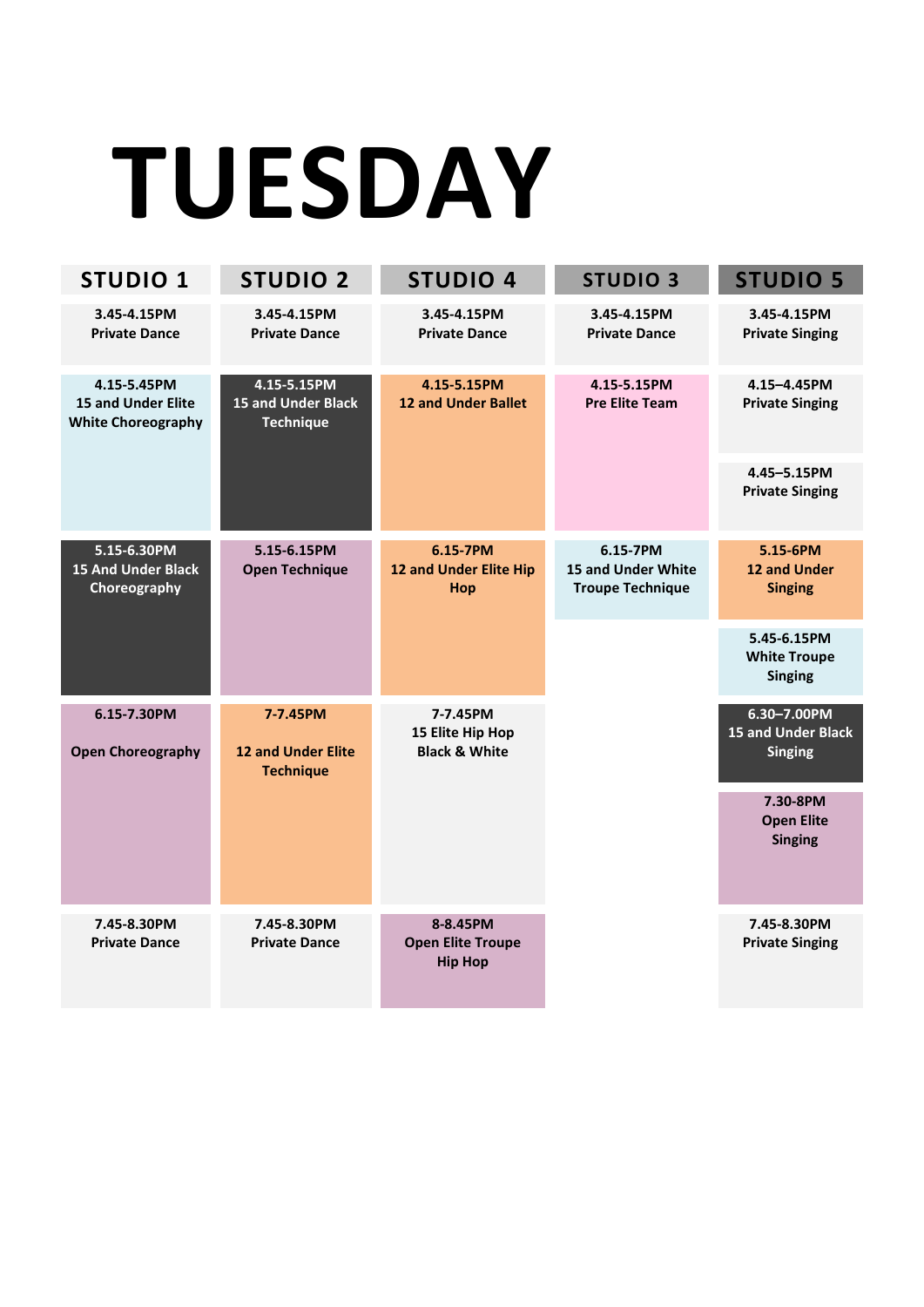# TUESDAY

| STUDIO 1 | STUDIO 2 | STUDIO 4 | STUDIO 3 | STUDIO 5 |
|---|---|---|---|---|
| 3.45-4.15PM Private Dance | 3.45-4.15PM Private Dance | 3.45-4.15PM Private Dance | 3.45-4.15PM Private Dance | 3.45-4.15PM Private Singing |
| 4.15-5.45PM 15 and Under Elite White Choreography | 4.15-5.15PM 15 and Under Black Technique | 4.15-5.15PM 12 and Under Ballet | 4.15-5.15PM Pre Elite Team | 4.15–4.45PM Private Singing<br>4.45–5.15PM Private Singing |
| 5.15-6.30PM 15 And Under Black Choreography | 5.15-6.15PM Open Technique | 6.15-7PM 12 and Under Elite Hip Hop | 6.15-7PM 15 and Under White Troupe Technique | 5.15-6PM 12 and Under Singing<br>5.45-6.15PM White Troupe Singing |
| 6.15-7.30PM Open Choreography | 7-7.45PM 12 and Under Elite Technique | 7-7.45PM 15 Elite Hip Hop Black & White | | 6.30–7.00PM 15 and Under Black Singing<br>7.30-8PM Open Elite Singing |
| 7.45-8.30PM Private Dance | 7.45-8.30PM Private Dance | 8-8.45PM Open Elite Troupe Hip Hop | | 7.45-8.30PM Private Singing |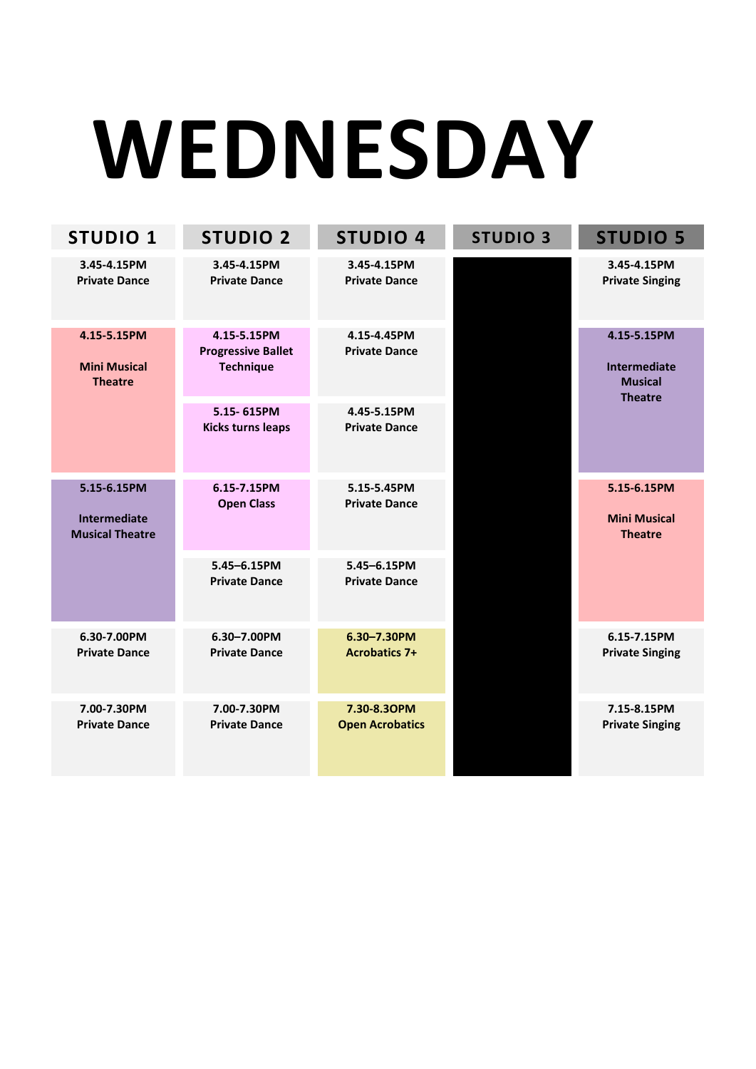# WEDNESDAY

| STUDIO 1 | STUDIO 2 | STUDIO 4 | STUDIO 3 | STUDIO 5 |
|---|---|---|---|---|
| 3.45-4.15PM Private Dance | 3.45-4.15PM Private Dance | 3.45-4.15PM Private Dance | | 3.45-4.15PM Private Singing |
| 4.15-5.15PM Mini Musical Theatre | 4.15-5.15PM Progressive Ballet Technique | 4.15-4.45PM Private Dance | | 4.15-5.15PM Intermediate Musical Theatre |
| | 5.15- 615PM Kicks turns leaps | 4.45-5.15PM Private Dance | | |
| 5.15-6.15PM Intermediate Musical Theatre | 6.15-7.15PM Open Class | 5.15-5.45PM Private Dance | | 5.15-6.15PM Mini Musical Theatre |
| | 5.45–6.15PM Private Dance | 5.45–6.15PM Private Dance | | |
| 6.30-7.00PM Private Dance | 6.30–7.00PM Private Dance | 6.30–7.30PM Acrobatics 7+ | | 6.15-7.15PM Private Singing |
| 7.00-7.30PM Private Dance | 7.00-7.30PM Private Dance | 7.30-8.3OPM Open Acrobatics | | 7.15-8.15PM Private Singing |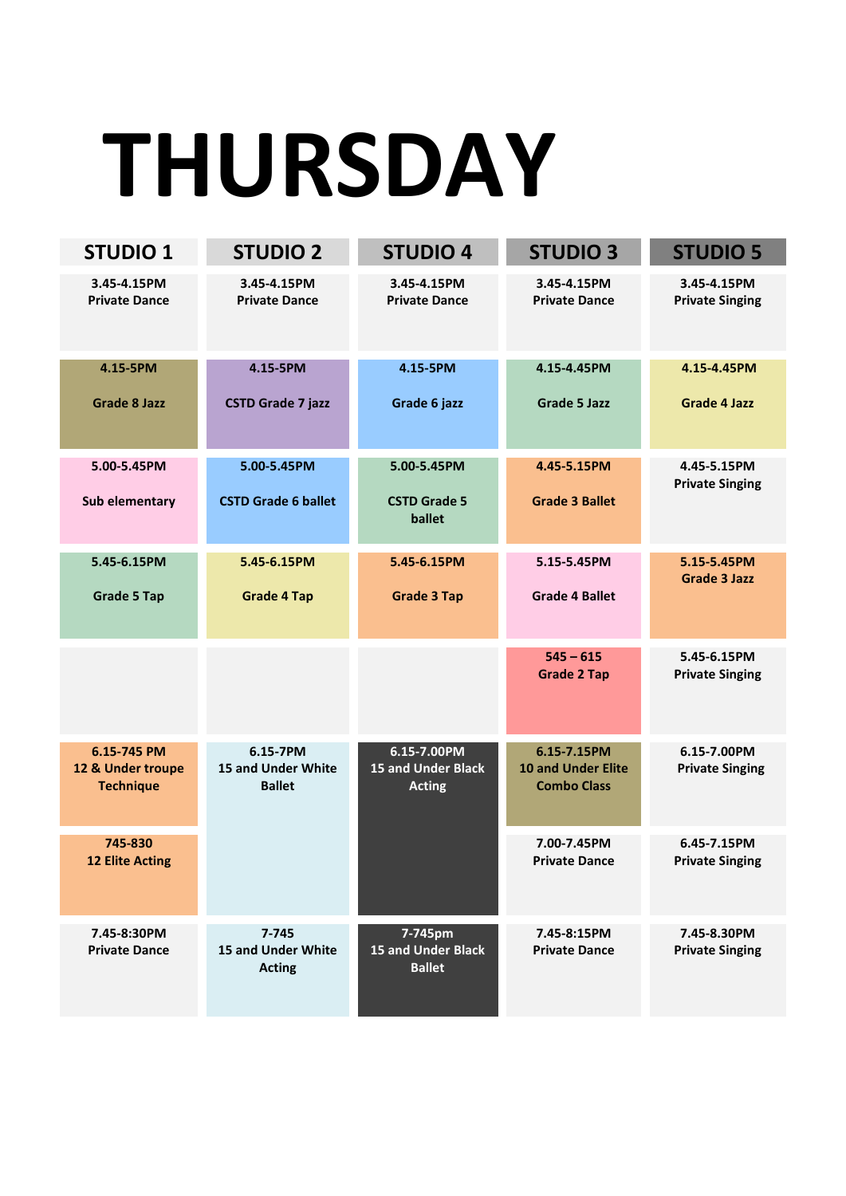# THURSDAY

| STUDIO 1 | STUDIO 2 | STUDIO 4 | STUDIO 3 | STUDIO 5 |
|---|---|---|---|---|
| 3.45-4.15PM Private Dance | 3.45-4.15PM Private Dance | 3.45-4.15PM Private Dance | 3.45-4.15PM Private Dance | 3.45-4.15PM Private Singing |
| 4.15-5PM Grade 8 Jazz | 4.15-5PM CSTD Grade 7 jazz | 4.15-5PM Grade 6 jazz | 4.15-4.45PM Grade 5 Jazz | 4.15-4.45PM Grade 4 Jazz |
| 5.00-5.45PM Sub elementary | 5.00-5.45PM CSTD Grade 6 ballet | 5.00-5.45PM CSTD Grade 5 ballet | 4.45-5.15PM Grade 3 Ballet | 4.45-5.15PM Private Singing |
| 5.45-6.15PM Grade 5 Tap | 5.45-6.15PM Grade 4 Tap | 5.45-6.15PM Grade 3 Tap | 5.15-5.45PM Grade 4 Ballet | 5.15-5.45PM Grade 3 Jazz |
| | | | 545 – 615 Grade 2 Tap | 5.45-6.15PM Private Singing |
| 6.15-745 PM 12 & Under troupe Technique | 6.15-7PM 15 and Under White Ballet | 6.15-7.00PM 15 and Under Black Acting | 6.15-7.15PM 10 and Under Elite Combo Class | 6.15-7.00PM Private Singing |
| 745-830 12 Elite Acting | | | 7.00-7.45PM Private Dance | 6.45-7.15PM Private Singing |
| 7.45-8:30PM Private Dance | 7-745 15 and Under White Acting | 7-745pm 15 and Under Black Ballet | 7.45-8:15PM Private Dance | 7.45-8.30PM Private Singing |